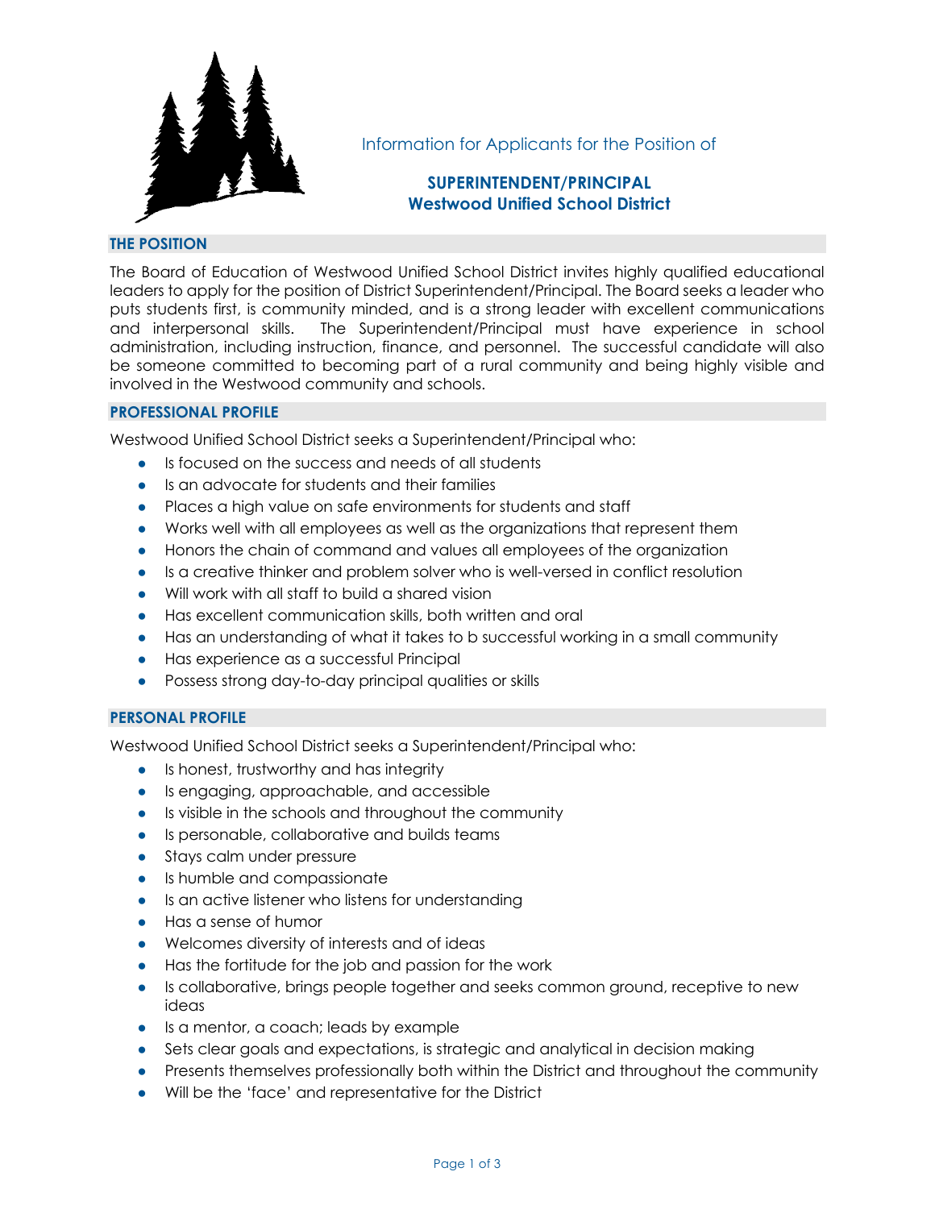Information for Applicants for the Position of

# SUPERINTENDENT/PRINCIPAL
# Westwood Unified School District

## THE POSITION

The Board of Education of Westwood Unified School District invites highly qualified educational leaders to apply for the position of District Superintendent/Principal. The Board seeks a leader who puts students first, is community minded, and is a strong leader with excellent communications and interpersonal skills. The Superintendent/Principal must have experience in school administration, including instruction, finance, and personnel. The successful candidate will also be someone committed to becoming part of a rural community and being highly visible and involved in the Westwood community and schools.

## PROFESSIONAL PROFILE

Westwood Unified School District seeks a Superintendent/Principal who:

- Is focused on the success and needs of all students
- Is an advocate for students and their families
- Places a high value on safe environments for students and staff
- Works well with all employees as well as the organizations that represent them
- Honors the chain of command and values all employees of the organization
- Is a creative thinker and problem solver who is well-versed in conflict resolution
- Will work with all staff to build a shared vision
- Has excellent communication skills, both written and oral
- Has an understanding of what it takes to b successful working in a small community
- Has experience as a successful Principal
- Possess strong day-to-day principal qualities or skills

## PERSONAL PROFILE

Westwood Unified School District seeks a Superintendent/Principal who:

- Is honest, trustworthy and has integrity
- Is engaging, approachable, and accessible
- Is visible in the schools and throughout the community
- Is personable, collaborative and builds teams
- Stays calm under pressure
- Is humble and compassionate
- Is an active listener who listens for understanding
- Has a sense of humor
- Welcomes diversity of interests and of ideas
- Has the fortitude for the job and passion for the work
- Is collaborative, brings people together and seeks common ground, receptive to new ideas
- Is a mentor, a coach; leads by example
- Sets clear goals and expectations, is strategic and analytical in decision making
- Presents themselves professionally both within the District and throughout the community
- Will be the 'face' and representative for the District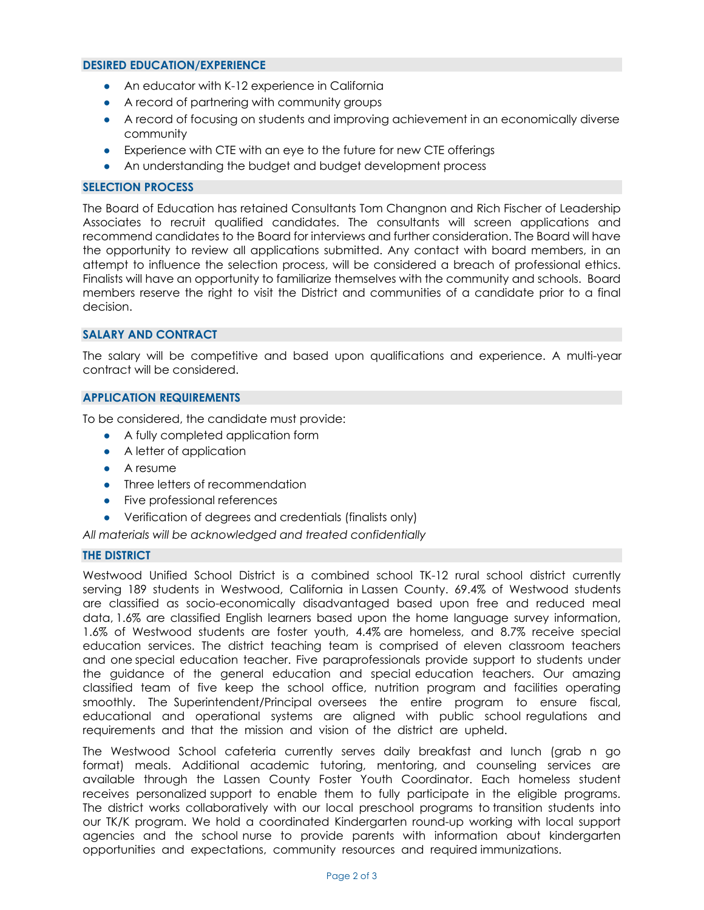## DESIRED EDUCATION/EXPERIENCE

- An educator with K-12 experience in California
- A record of partnering with community groups
- A record of focusing on students and improving achievement in an economically diverse community
- Experience with CTE with an eye to the future for new CTE offerings
- An understanding the budget and budget development process

## SELECTION PROCESS

The Board of Education has retained Consultants Tom Changnon and Rich Fischer of Leadership Associates to recruit qualified candidates. The consultants will screen applications and recommend candidates to the Board for interviews and further consideration. The Board will have the opportunity to review all applications submitted. Any contact with board members, in an attempt to influence the selection process, will be considered a breach of professional ethics. Finalists will have an opportunity to familiarize themselves with the community and schools. Board members reserve the right to visit the District and communities of a candidate prior to a final decision.

## SALARY AND CONTRACT

The salary will be competitive and based upon qualifications and experience. A multi-year contract will be considered.

## APPLICATION REQUIREMENTS

To be considered, the candidate must provide:

- A fully completed application form
- A letter of application
- A resume
- Three letters of recommendation
- Five professional references
- Verification of degrees and credentials (finalists only)

*All materials will be acknowledged and treated confidentially*

## THE DISTRICT

Westwood Unified School District is a combined school TK-12 rural school district currently serving 189 students in Westwood, California in Lassen County. 69.4% of Westwood students are classified as socio-economically disadvantaged based upon free and reduced meal data, 1.6% are classified English learners based upon the home language survey information, 1.6% of Westwood students are foster youth, 4.4% are homeless, and 8.7% receive special education services. The district teaching team is comprised of eleven classroom teachers and one special education teacher. Five paraprofessionals provide support to students under the guidance of the general education and special education teachers. Our amazing classified team of five keep the school office, nutrition program and facilities operating smoothly. The Superintendent/Principal oversees the entire program to ensure fiscal, educational and operational systems are aligned with public school regulations and requirements and that the mission and vision of the district are upheld.

The Westwood School cafeteria currently serves daily breakfast and lunch (grab n go format) meals. Additional academic tutoring, mentoring, and counseling services are available through the Lassen County Foster Youth Coordinator. Each homeless student receives personalized support to enable them to fully participate in the eligible programs. The district works collaboratively with our local preschool programs to transition students into our TK/K program. We hold a coordinated Kindergarten round-up working with local support agencies and the school nurse to provide parents with information about kindergarten opportunities and expectations, community resources and required immunizations.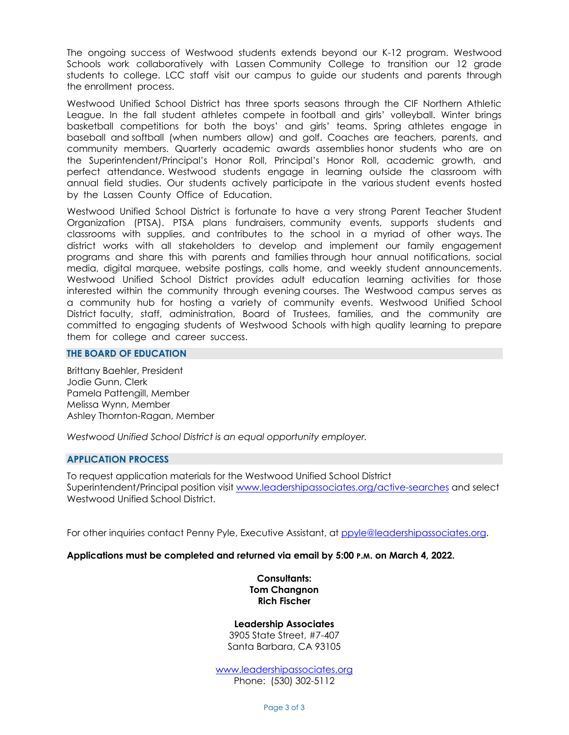The ongoing success of Westwood students extends beyond our K-12 program. Westwood Schools work collaboratively with Lassen Community College to transition our 12 grade students to college. LCC staff visit our campus to guide our students and parents through the enrollment process.

Westwood Unified School District has three sports seasons through the CIF Northern Athletic League. In the fall student athletes compete in football and girls' volleyball. Winter brings basketball competitions for both the boys' and girls' teams. Spring athletes engage in baseball and softball (when numbers allow) and golf. Coaches are teachers, parents, and community members. Quarterly academic awards assemblies honor students who are on the Superintendent/Principal's Honor Roll, Principal's Honor Roll, academic growth, and perfect attendance. Westwood students engage in learning outside the classroom with annual field studies. Our students actively participate in the various student events hosted by the Lassen County Office of Education.

Westwood Unified School District is fortunate to have a very strong Parent Teacher Student Organization (PTSA). PTSA plans fundraisers, community events, supports students and classrooms with supplies, and contributes to the school in a myriad of other ways. The district works with all stakeholders to develop and implement our family engagement programs and share this with parents and families through hour annual notifications, social media, digital marquee, website postings, calls home, and weekly student announcements. Westwood Unified School District provides adult education learning activities for those interested within the community through evening courses. The Westwood campus serves as a community hub for hosting a variety of community events. Westwood Unified School District faculty, staff, administration, Board of Trustees, families, and the community are committed to engaging students of Westwood Schools with high quality learning to prepare them for college and career success.

## THE BOARD OF EDUCATION

Brittany Baehler, President
Jodie Gunn, Clerk
Pamela Pattengill, Member
Melissa Wynn, Member
Ashley Thornton-Ragan, Member

*Westwood Unified School District is an equal opportunity employer.*

## APPLICATION PROCESS

To request application materials for the Westwood Unified School District Superintendent/Principal position visit www.leadershipassociates.org/active-searches and select Westwood Unified School District.

For other inquiries contact Penny Pyle, Executive Assistant, at ppyle@leadershipassociates.org.

**Applications must be completed and returned via email by 5:00 P.M. on March 4, 2022.**

**Consultants:**
**Tom Changnon**
**Rich Fischer**

**Leadership Associates**
3905 State Street, #7-407
Santa Barbara, CA 93105

www.leadershipassociates.org
Phone: (530) 302-5112